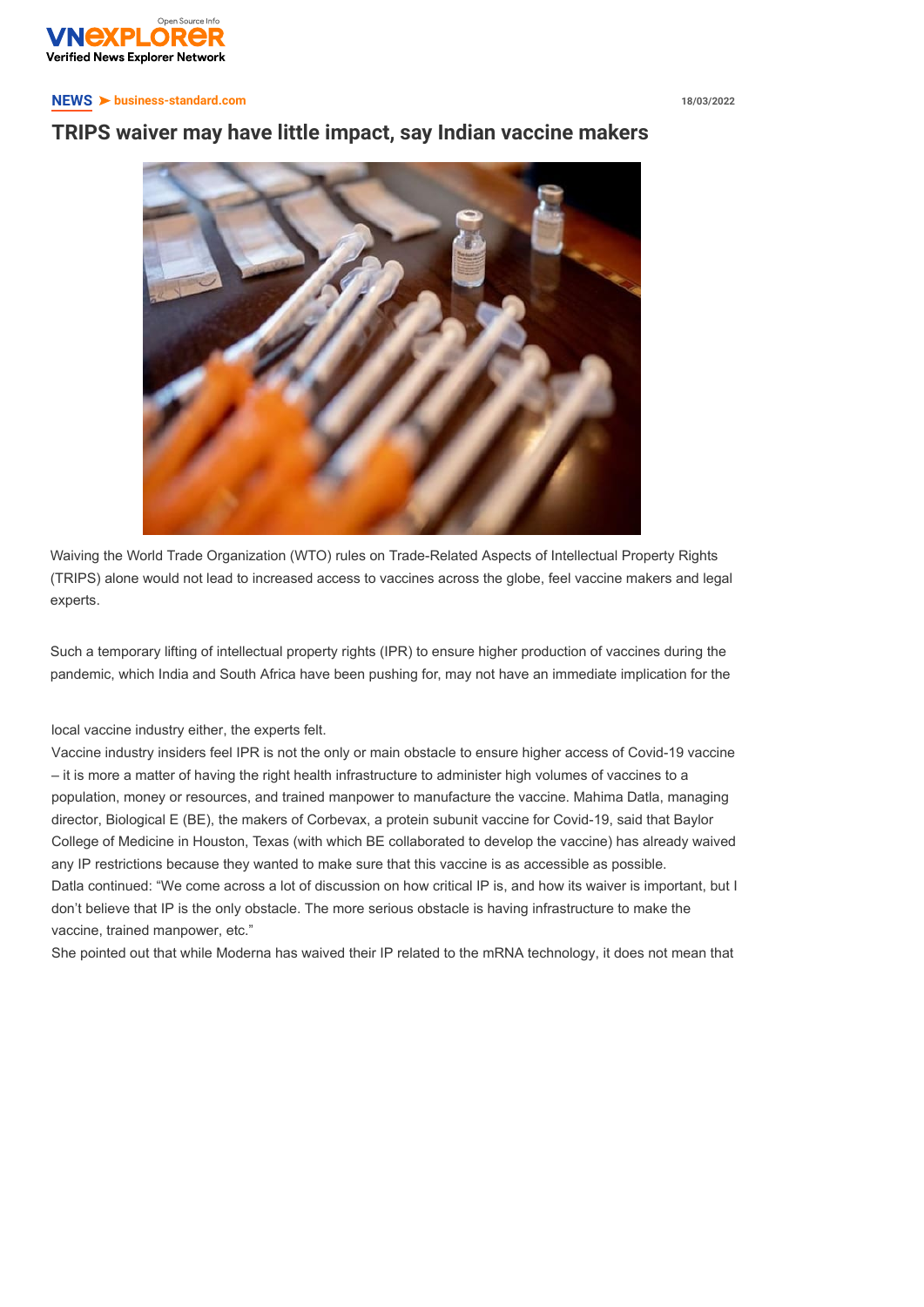**NEWS** ➤ business-standard.com

18/03/2022

# TRIPS waiver may have little impact, say Indian vaccine makers

Waiving the World Trade Organization (WTO) rules on Trade-Related Aspects of Intellectual Property Rights (TRIPS) alone would not lead to increased access to vaccines across the globe, feel vaccine makers and legal experts.

Such a temporary lifting of intellectual property rights (IPR) to ensure higher production of vaccines during the pandemic, which India and South Africa have been pushing for, may not have an immediate implication for the local vaccine industry either, the experts felt.

Vaccine industry insiders feel IPR is not the only or main obstacle to ensure higher access of Covid-19 vaccine – it is more a matter of having the right health infrastructure to administer high volumes of vaccines to a population, money or resources, and trained manpower to manufacture the vaccine. Mahima Datla, managing director, Biological E (BE), the makers of Corbevax, a protein subunit vaccine for Covid-19, said that Baylor College of Medicine in Houston, Texas (with which BE collaborated to develop the vaccine) has already waived any IP restrictions because they wanted to make sure that this vaccine is as accessible as possible.

Datla continued: “We come across a lot of discussion on how critical IP is, and how its waiver is important, but I don’t believe that IP is the only obstacle. The more serious obstacle is having infrastructure to make the vaccine, trained manpower, etc.”

She pointed out that while Moderna has waived their IP related to the mRNA technology, it does not mean that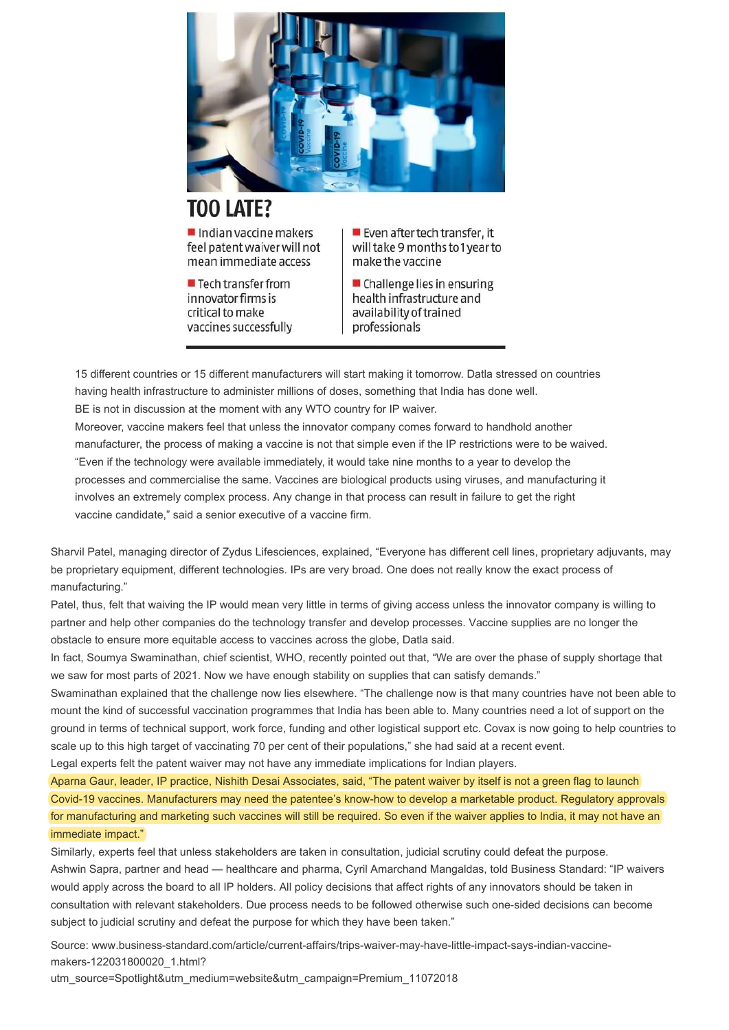## TOO LATE?

- Indian vaccine makers feel patent waiver will not mean immediate access
- Tech transfer from innovator firms is critical to make vaccines successfully
- Even after tech transfer, it will take 9 months to 1 year to make the vaccine
- Challenge lies in ensuring health infrastructure and availability of trained professionals

15 different countries or 15 different manufacturers will start making it tomorrow. Datla stressed on countries having health infrastructure to administer millions of doses, something that India has done well.

BE is not in discussion at the moment with any WTO country for IP waiver.

Moreover, vaccine makers feel that unless the innovator company comes forward to handhold another manufacturer, the process of making a vaccine is not that simple even if the IP restrictions were to be waived. "Even if the technology were available immediately, it would take nine months to a year to develop the processes and commercialise the same. Vaccines are biological products using viruses, and manufacturing it involves an extremely complex process. Any change in that process can result in failure to get the right vaccine candidate," said a senior executive of a vaccine firm.

Sharvil Patel, managing director of Zydus Lifesciences, explained, "Everyone has different cell lines, proprietary adjuvants, may be proprietary equipment, different technologies. IPs are very broad. One does not really know the exact process of manufacturing."

Patel, thus, felt that waiving the IP would mean very little in terms of giving access unless the innovator company is willing to partner and help other companies do the technology transfer and develop processes. Vaccine supplies are no longer the obstacle to ensure more equitable access to vaccines across the globe, Datla said.

In fact, Soumya Swaminathan, chief scientist, WHO, recently pointed out that, "We are over the phase of supply shortage that we saw for most parts of 2021. Now we have enough stability on supplies that can satisfy demands."

Swaminathan explained that the challenge now lies elsewhere. "The challenge now is that many countries have not been able to mount the kind of successful vaccination programmes that India has been able to. Many countries need a lot of support on the ground in terms of technical support, work force, funding and other logistical support etc. Covax is now going to help countries to scale up to this high target of vaccinating 70 per cent of their populations," she had said at a recent event.

Legal experts felt the patent waiver may not have any immediate implications for Indian players.

Aparna Gaur, leader, IP practice, Nishith Desai Associates, said, "The patent waiver by itself is not a green flag to launch Covid-19 vaccines. Manufacturers may need the patentee's know-how to develop a marketable product. Regulatory approvals for manufacturing and marketing such vaccines will still be required. So even if the waiver applies to India, it may not have an immediate impact."

Similarly, experts feel that unless stakeholders are taken in consultation, judicial scrutiny could defeat the purpose.

Ashwin Sapra, partner and head — healthcare and pharma, Cyril Amarchand Mangaldas, told Business Standard: "IP waivers would apply across the board to all IP holders. All policy decisions that affect rights of any innovators should be taken in consultation with relevant stakeholders. Due process needs to be followed otherwise such one-sided decisions can become subject to judicial scrutiny and defeat the purpose for which they have been taken."

Source: www.business-standard.com/article/current-affairs/trips-waiver-may-have-little-impact-says-indian-vaccine-makers-122031800020_1.html?utm_source=Spotlight&utm_medium=website&utm_campaign=Premium_11072018